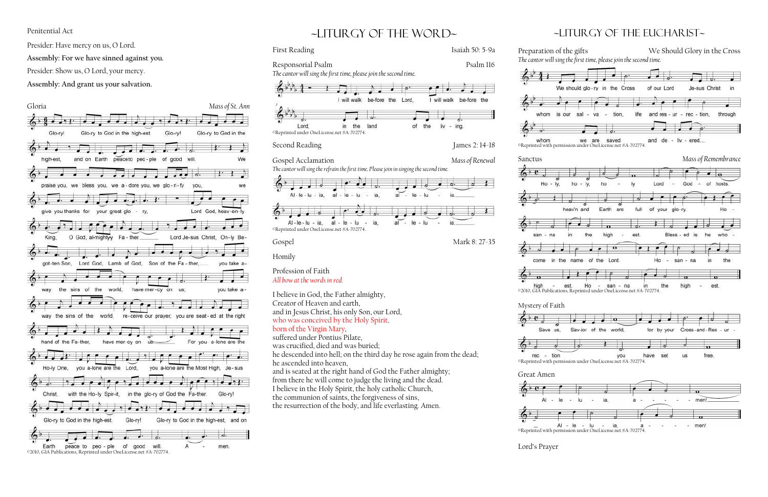Penitential Act

Presider: Have mercy on us, O Lord.

**Assembly: For we have sinned against you.**

Presider: Show us, O Lord, your mercy.

**Assembly: And grant us your salvation.**

Gloria *Mass of St. Ann*

Glo-ry! Glo-ry to God in the high-est. Glo-ry! Glo-ry to God in the high-est, and on Earth peace to peo-ple of good will. We praise you, we bless you, we a-dore you, we glo-ri-fy you, we give you thanks for your great glo-ry, Lord God, heav-en-ly King, O God, al-mighty Fa-ther. Lord Je-sus Christ, On-ly Be-got-ten Son, Lord God, Lamb of God, Son of the Fa-ther, you take a-way the sins of the world, have mer-cy on us; you take a-way the sins of the world, re-ceive our prayer; you are seat-ed at the right hand of the Fa-ther, have mer-cy on us. For you a-lone are the Ho-ly One, you a-lone are the Lord, you a-lone are the Most High, Je-sus Christ, with the Ho-ly Spir-it, in the glo-ry of God the Fa-ther. Glo-ry! Glo-ry to God in the high-est. Glo-ry! Glo-ry to God in the high-est, and on Earth peace to peo-ple of good will. A-men.

©2010, GIA Publications, Reprinted under OneLicense.net #A-702774.

## ~LITURGY OF THE WORD~

First Reading Isaiah 50: 5-9a

Responsorial Psalm Psalm 116

*The cantor will sing the first time, please join the second time.*

I will walk be-fore the Lord, I will walk be-fore the Lord, in the land of the liv-ing.

©Reprinted under OneLicense.net #A-702774.

Second Reading James 2: 14-18

Gospel Acclamation *Mass of Renewal*

*The cantor will sing the refrain the first time. Please join in singing the second time.*

Al-le-lu-ia, al-le-lu-ia, al-le-lu-ia. Al-le-lu-ia, al-le-lu-ia, al-le-lu-ia.

©Reprinted under OneLicense.net #A-702774.

Gospel Mark 8: 27-35

Homily

Profession of Faith

*All bow at the words in red.*

I believe in God, the Father almighty,
Creator of Heaven and earth,
and in Jesus Christ, his only Son, our Lord,
who was conceived by the Holy Spirit,
born of the Virgin Mary,
suffered under Pontius Pilate,
was crucified, died and was buried;
he descended into hell; on the third day he rose again from the dead;
he ascended into heaven,
and is seated at the right hand of God the Father almighty;
from there he will come to judge the living and the dead.
I believe in the Holy Spirit, the holy catholic Church,
the communion of saints, the forgiveness of sins,
the resurrection of the body, and life everlasting. Amen.

## ~LITURGY OF THE EUCHARIST~

Preparation of the gifts We Should Glory in the Cross

*The cantor will sing the first time, please join the second time.*

We should glo-ry in the Cross of our Lord Je-sus Christ in whom is our sal-va-tion, life and res-ur-rec-tion, through whom we are saved and de-liv-ered.

©Reprinted with permission under OneLicense.net #A-702774.

Sanctus *Mass of Remembrance*

Ho-ly, ho-ly, ho-ly Lord God of hosts. heav'n and Earth are full of your glo-ry. Ho-san-na in the high-est. Bless-ed is he who come in the name of the Lord. Ho-san-na in the high-est. Ho-san-na in the high-est.

©2010, GIA Publications, Reprinted under OneLicense.net #A-702774.

Mystery of Faith

Save us, Sav-ior of the world, for by your Cross and Res-ur-rec-tion you have set us free.

©Reprinted with permission under OneLicense.net #A-702774.

Great Amen

Al-le-lu-ia, a-men! Al-le-lu-ia, a-men!

©Reprinted with permission under OneLicense.net #A-702774.

Lord's Prayer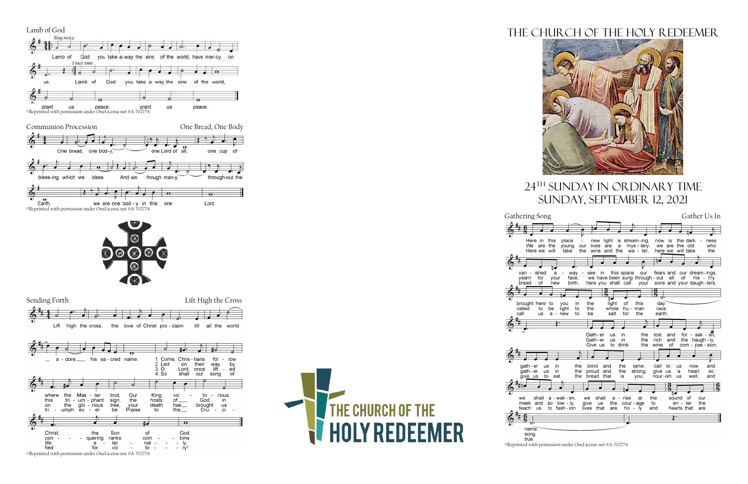## Lamb of God

*Sing twice*

Lamb of God you take a-way the sins of the world, have mer-cy on us.

*Final time*

Lamb of God you take a-way the sins of the world, grant us peace, grant us peace.

©Reprinted with permission under OneLicense.net #A-702774.

## Communion Procession — One Bread, One Body

One bread, one bod-y, one Lord of all, one cup of bless-ing which we bless. And we though man-y, through-out the Earth, we are one bod-y in this one Lord.

©Reprinted with permission under OneLicense.net #A-702774.

## Sending Forth — Lift High the Cross

Lift high the cross, the love of Christ pro-claim till all the world a-dore his sa-cred name.

1. Come, Chris-tians fol-low where the Mas-ter trod, Our King vic-to-rious, Christ, the Son of God.
2. Led on their way by this tri-um-phant sign, the hosts of God in con-quering ranks com-bine.
3. O Lord, once lift-ed on the glo-rious tree, your death has brought us life e-ter-nal-ly.
4. So shall our song of tri-umph ev-er be: Praise to the Cru-ci-fied for vic-to-ry!

©Reprinted with permission under OneLicense.net #A-702774.

THE CHURCH OF THE HOLY REDEEMER

# The Church of the Holy Redeemer

## 24th Sunday in Ordinary Time
## Sunday, September 12, 2021

## Gathering Song — Gather Us In

1. Here in this place new light is stream-ing, now is the dark-ness van-ished a-way - see in this space our fears and our dream-ings, brought here to you in the light of this day.
2. We are the young our lives are a mys-tery, we are the old who yearn for your face, we have been sung through-out all of his-t'ry called to be light to the whole hu-man race.
3. Here we will take the wine and the wa-ter, here we will take the bread of new birth, here you shall call your sons and your daugh-ters, call us a-new to be salt for the earth.

1. Gath-er us in the lost and for-sak-en, gath-er us in the blind and the lame; call to us now and we shall a-wak-en, we shall a-rise at the sound of our name.
2. Gath-er us in the rich and the haugh-ty, gath-er us in the proud and the strong; give us a heart so meek and so low-ly, give us the cour-age to en-ter the song.
3. Give us to drink the wine of com-pas-sion, give us to eat the bread that is you; nour-ish us well, and teach us to fash-ion lives that are ho-ly and hearts that are true.

©Reprinted with permission under OneLicense.net #A-702774.